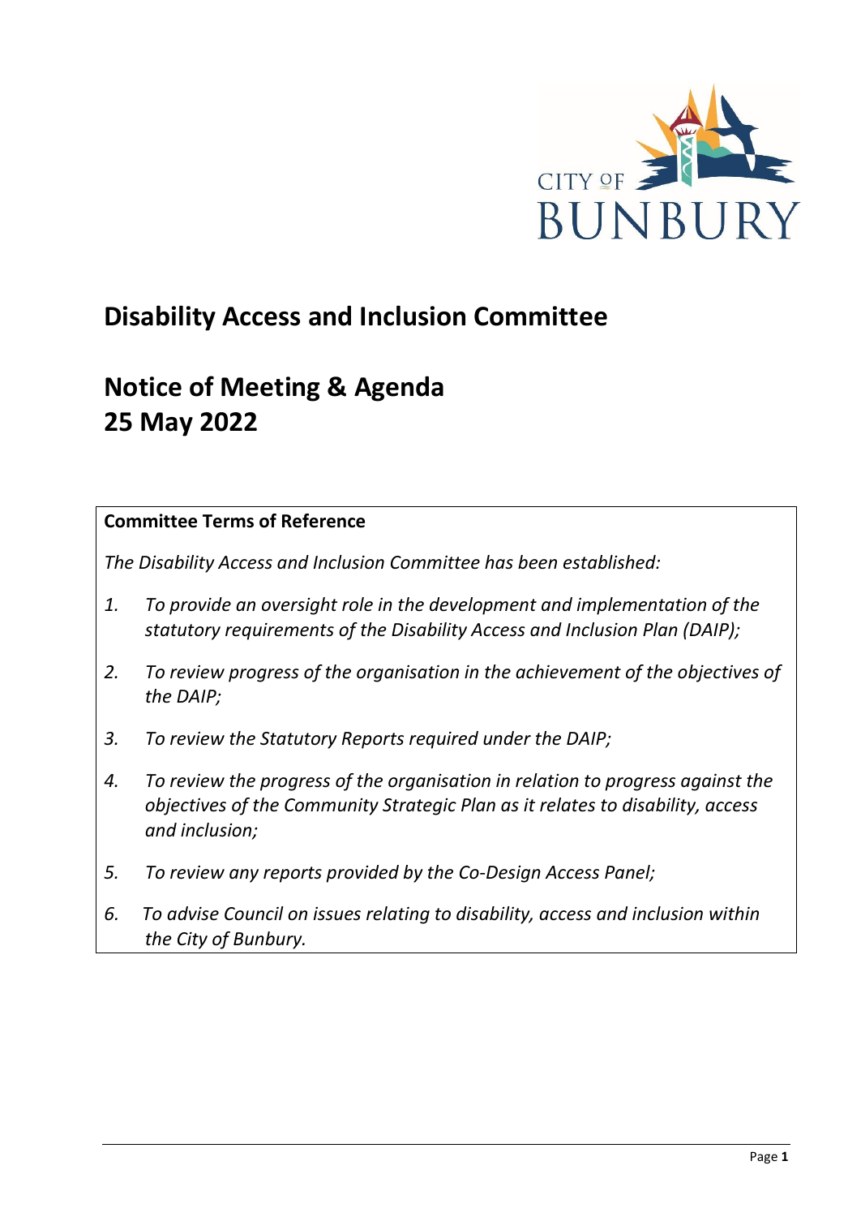CITY OF BUNBURY

# Disability Access and Inclusion Committee

# Notice of Meeting & Agenda
# 25 May 2022

**Committee Terms of Reference**

*The Disability Access and Inclusion Committee has been established:*

1. *To provide an oversight role in the development and implementation of the statutory requirements of the Disability Access and Inclusion Plan (DAIP);*
2. *To review progress of the organisation in the achievement of the objectives of the DAIP;*
3. *To review the Statutory Reports required under the DAIP;*
4. *To review the progress of the organisation in relation to progress against the objectives of the Community Strategic Plan as it relates to disability, access and inclusion;*
5. *To review any reports provided by the Co-Design Access Panel;*
6. *To advise Council on issues relating to disability, access and inclusion within the City of Bunbury.*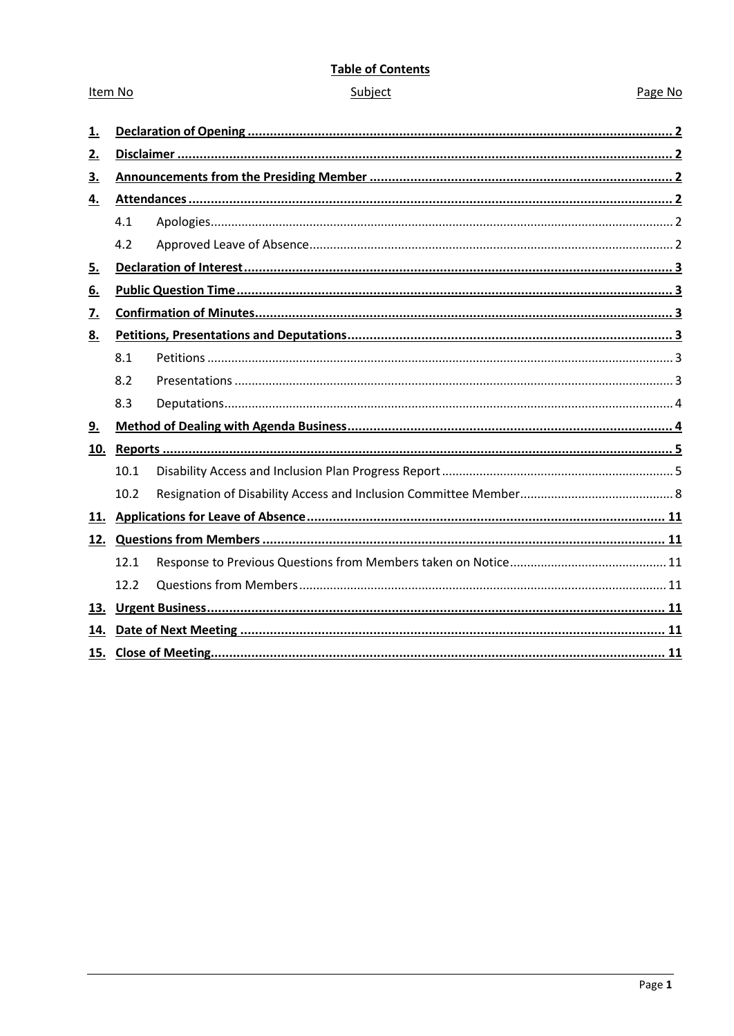**Table of Contents**

| Item No | Subject | Page No |
|---|---|---|
| **1.** | **Declaration of Opening** | **2** |
| **2.** | **Disclaimer** | **2** |
| **3.** | **Announcements from the Presiding Member** | **2** |
| **4.** | **Attendances** | **2** |
| 4.1 | Apologies | 2 |
| 4.2 | Approved Leave of Absence | 2 |
| **5.** | **Declaration of Interest** | **3** |
| **6.** | **Public Question Time** | **3** |
| **7.** | **Confirmation of Minutes** | **3** |
| **8.** | **Petitions, Presentations and Deputations** | **3** |
| 8.1 | Petitions | 3 |
| 8.2 | Presentations | 3 |
| 8.3 | Deputations | 4 |
| **9.** | **Method of Dealing with Agenda Business** | **4** |
| **10.** | **Reports** | **5** |
| 10.1 | Disability Access and Inclusion Plan Progress Report | 5 |
| 10.2 | Resignation of Disability Access and Inclusion Committee Member | 8 |
| **11.** | **Applications for Leave of Absence** | **11** |
| **12.** | **Questions from Members** | **11** |
| 12.1 | Response to Previous Questions from Members taken on Notice | 11 |
| 12.2 | Questions from Members | 11 |
| **13.** | **Urgent Business** | **11** |
| **14.** | **Date of Next Meeting** | **11** |
| **15.** | **Close of Meeting** | **11** |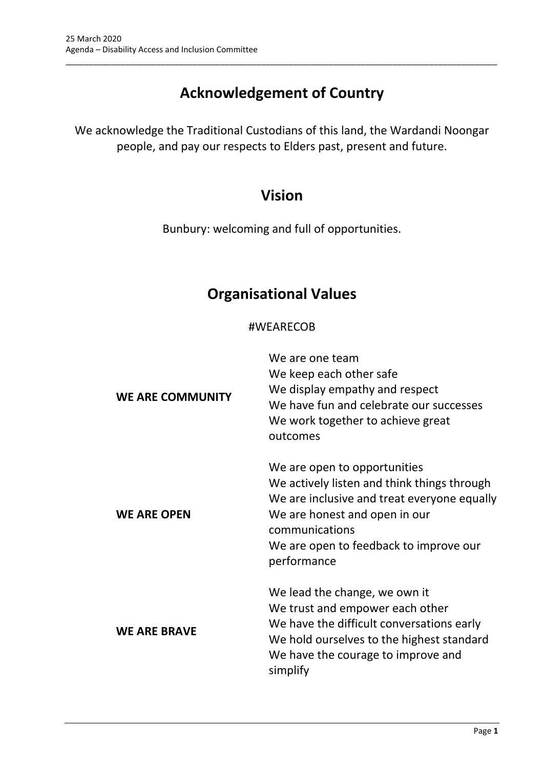# Acknowledgement of Country

We acknowledge the Traditional Custodians of this land, the Wardandi Noongar people, and pay our respects to Elders past, present and future.

# Vision

Bunbury: welcoming and full of opportunities.

# Organisational Values

#WEARECOB

| | |
|---|---|
| **WE ARE COMMUNITY** | We are one team<br>We keep each other safe<br>We display empathy and respect<br>We have fun and celebrate our successes<br>We work together to achieve great outcomes |
| **WE ARE OPEN** | We are open to opportunities<br>We actively listen and think things through<br>We are inclusive and treat everyone equally<br>We are honest and open in our communications<br>We are open to feedback to improve our performance |
| **WE ARE BRAVE** | We lead the change, we own it<br>We trust and empower each other<br>We have the difficult conversations early<br>We hold ourselves to the highest standard<br>We have the courage to improve and simplify |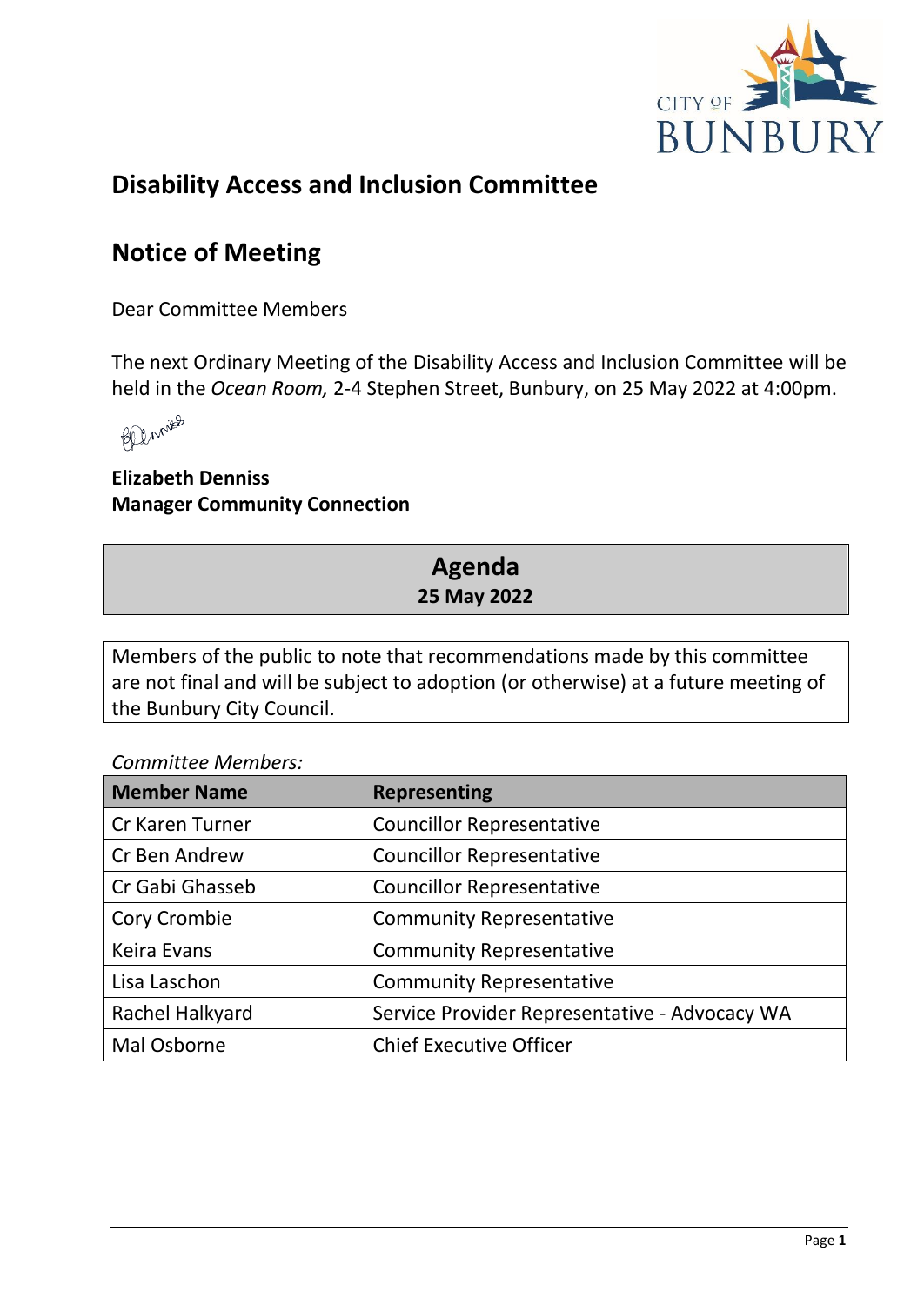# Disability Access and Inclusion Committee

## Notice of Meeting

Dear Committee Members

The next Ordinary Meeting of the Disability Access and Inclusion Committee will be held in the *Ocean Room,* 2-4 Stephen Street, Bunbury, on 25 May 2022 at 4:00pm.

**Elizabeth Denniss**
**Manager Community Connection**

## Agenda
**25 May 2022**

Members of the public to note that recommendations made by this committee are not final and will be subject to adoption (or otherwise) at a future meeting of the Bunbury City Council.

*Committee Members:*

| Member Name | Representing |
|---|---|
| Cr Karen Turner | Councillor Representative |
| Cr Ben Andrew | Councillor Representative |
| Cr Gabi Ghasseb | Councillor Representative |
| Cory Crombie | Community Representative |
| Keira Evans | Community Representative |
| Lisa Laschon | Community Representative |
| Rachel Halkyard | Service Provider Representative - Advocacy WA |
| Mal Osborne | Chief Executive Officer |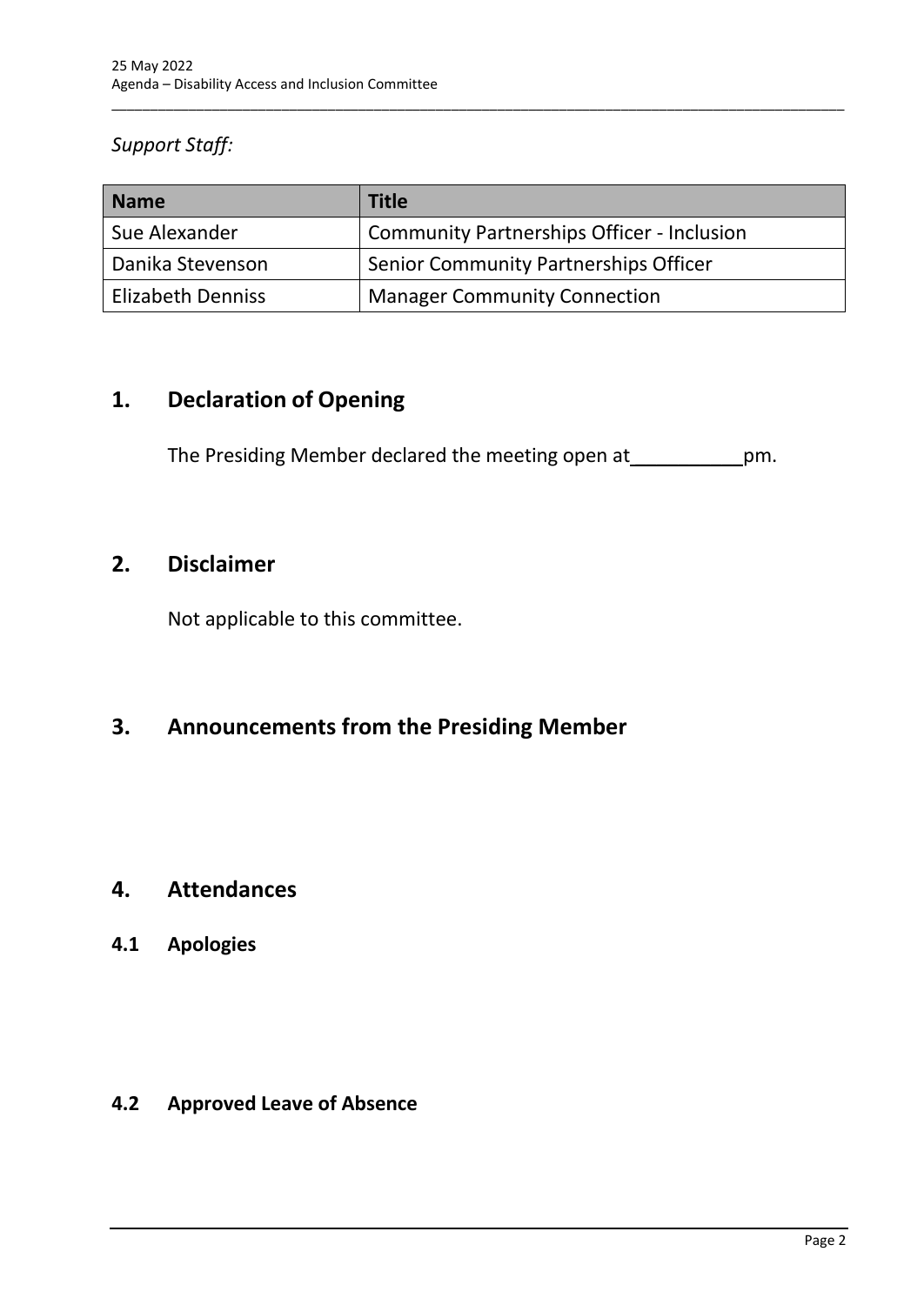*Support Staff:*

| Name | Title |
| --- | --- |
| Sue Alexander | Community Partnerships Officer - Inclusion |
| Danika Stevenson | Senior Community Partnerships Officer |
| Elizabeth Denniss | Manager Community Connection |

## 1. Declaration of Opening

The Presiding Member declared the meeting open at__________pm.

## 2. Disclaimer

Not applicable to this committee.

## 3. Announcements from the Presiding Member

## 4. Attendances

### 4.1 Apologies

### 4.2 Approved Leave of Absence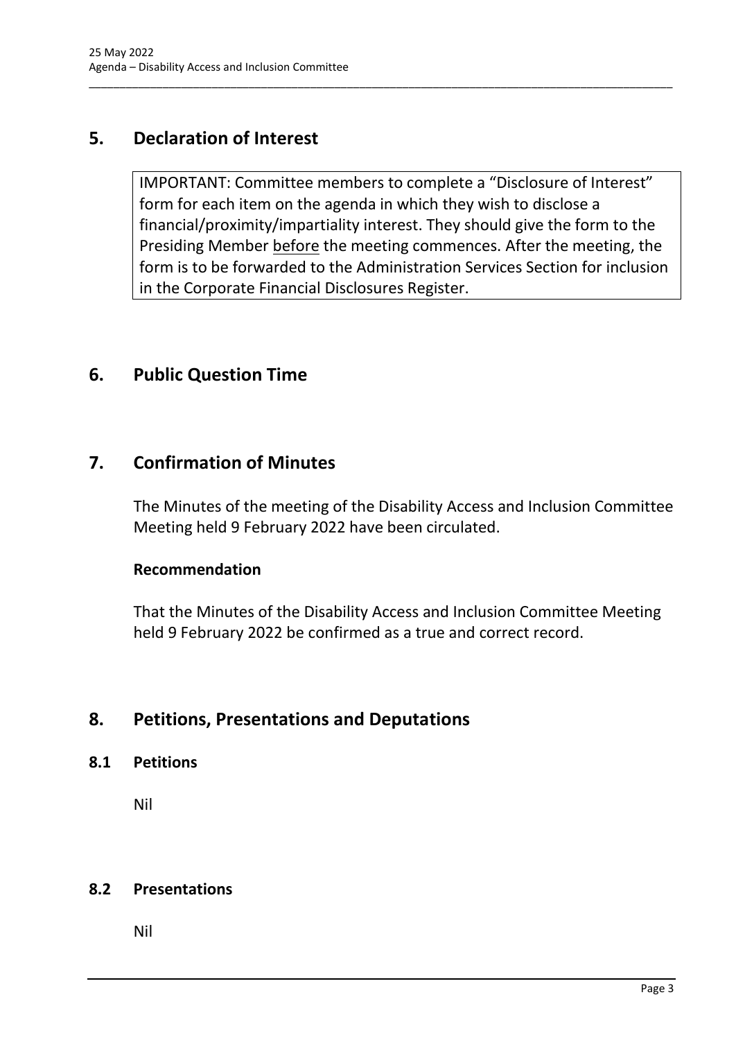# 5. Declaration of Interest

IMPORTANT: Committee members to complete a "Disclosure of Interest" form for each item on the agenda in which they wish to disclose a financial/proximity/impartiality interest. They should give the form to the Presiding Member <u>before</u> the meeting commences. After the meeting, the form is to be forwarded to the Administration Services Section for inclusion in the Corporate Financial Disclosures Register.

# 6. Public Question Time

# 7. Confirmation of Minutes

The Minutes of the meeting of the Disability Access and Inclusion Committee Meeting held 9 February 2022 have been circulated.

**Recommendation**

That the Minutes of the Disability Access and Inclusion Committee Meeting held 9 February 2022 be confirmed as a true and correct record.

# 8. Petitions, Presentations and Deputations

## 8.1 Petitions

Nil

## 8.2 Presentations

Nil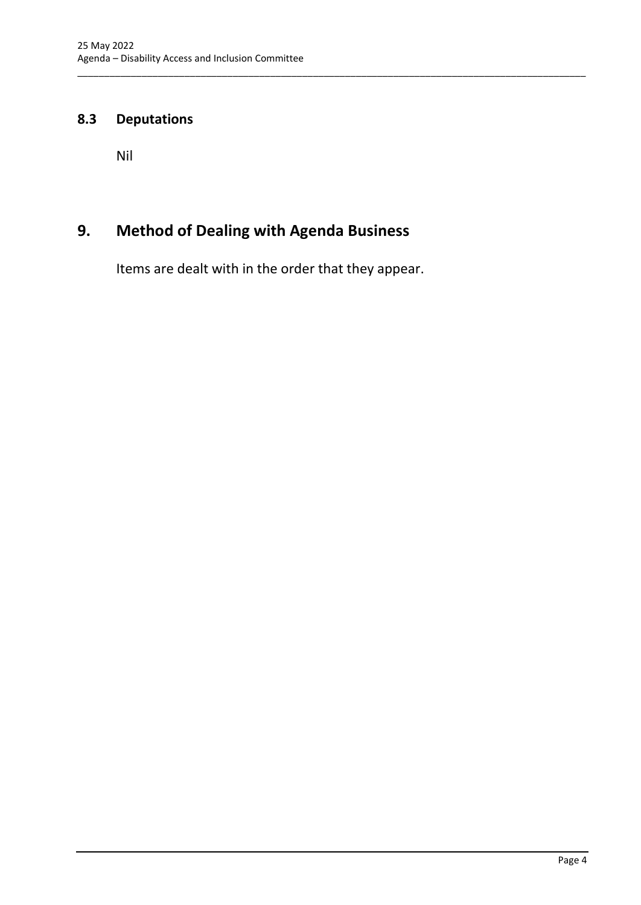### 8.3 Deputations

Nil

## 9. Method of Dealing with Agenda Business

Items are dealt with in the order that they appear.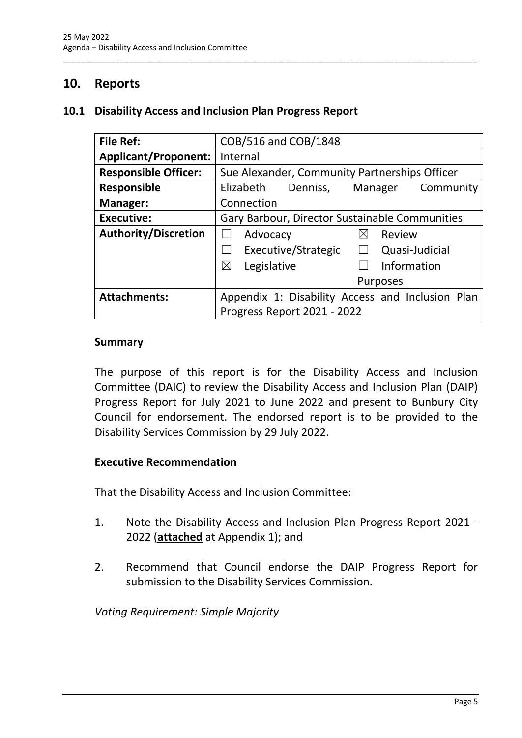## 10. Reports

### 10.1 Disability Access and Inclusion Plan Progress Report

| | |
|---|---|
| **File Ref:** | COB/516 and COB/1848 |
| **Applicant/Proponent:** | Internal |
| **Responsible Officer:** | Sue Alexander, Community Partnerships Officer |
| **Responsible Manager:** | Elizabeth Denniss, Manager Community Connection |
| **Executive:** | Gary Barbour, Director Sustainable Communities |
| **Authority/Discretion** | ☐ Advocacy ☒ Review<br>☐ Executive/Strategic ☐ Quasi-Judicial<br>☒ Legislative ☐ Information Purposes |
| **Attachments:** | Appendix 1: Disability Access and Inclusion Plan Progress Report 2021 - 2022 |

#### Summary

The purpose of this report is for the Disability Access and Inclusion Committee (DAIC) to review the Disability Access and Inclusion Plan (DAIP) Progress Report for July 2021 to June 2022 and present to Bunbury City Council for endorsement. The endorsed report is to be provided to the Disability Services Commission by 29 July 2022.

#### Executive Recommendation

That the Disability Access and Inclusion Committee:

1. Note the Disability Access and Inclusion Plan Progress Report 2021 - 2022 (**attached** at Appendix 1); and

2. Recommend that Council endorse the DAIP Progress Report for submission to the Disability Services Commission.

*Voting Requirement: Simple Majority*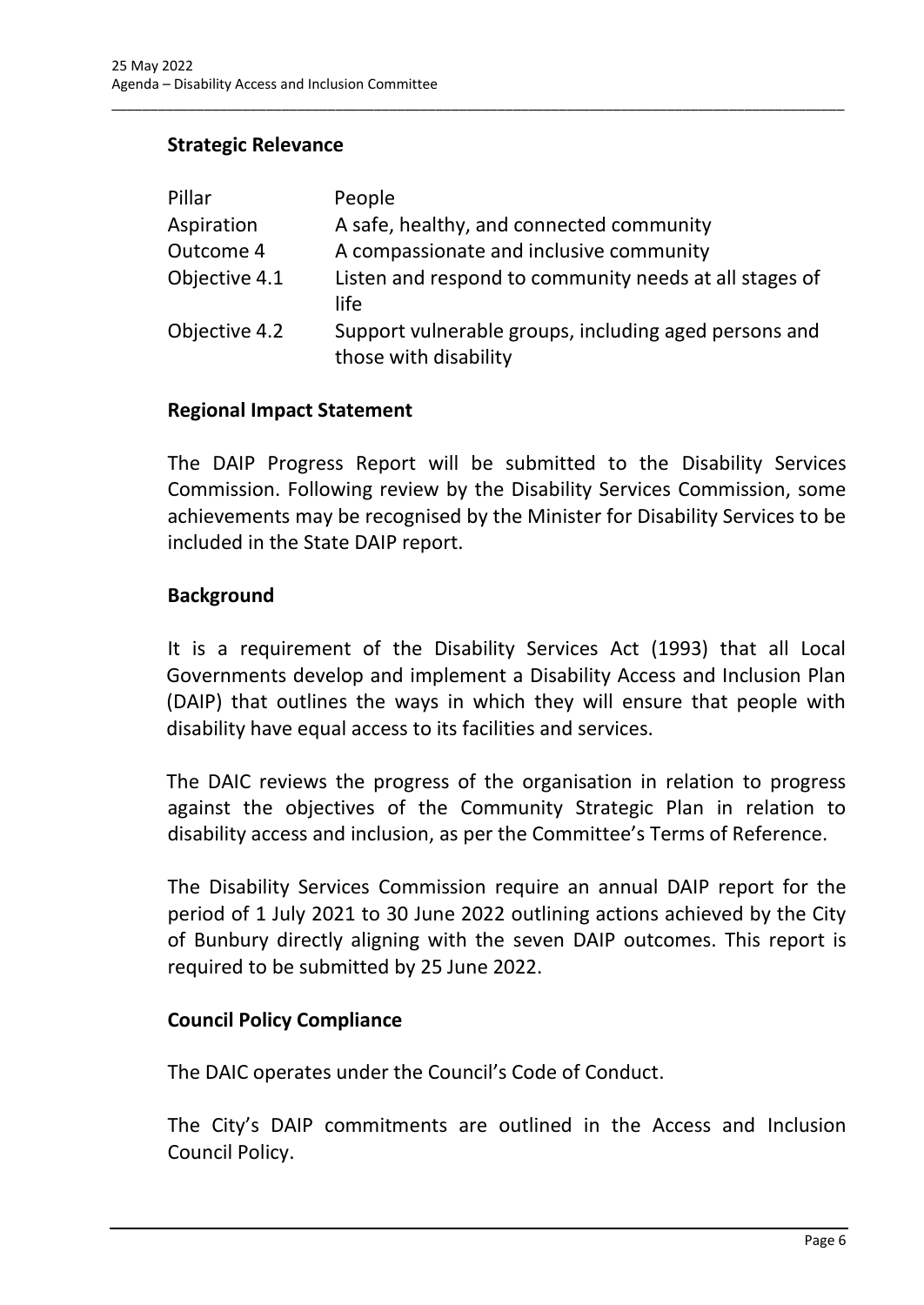### Strategic Relevance

| | |
|---|---|
| Pillar | People |
| Aspiration | A safe, healthy, and connected community |
| Outcome 4 | A compassionate and inclusive community |
| Objective 4.1 | Listen and respond to community needs at all stages of life |
| Objective 4.2 | Support vulnerable groups, including aged persons and those with disability |

### Regional Impact Statement

The DAIP Progress Report will be submitted to the Disability Services Commission. Following review by the Disability Services Commission, some achievements may be recognised by the Minister for Disability Services to be included in the State DAIP report.

### Background

It is a requirement of the Disability Services Act (1993) that all Local Governments develop and implement a Disability Access and Inclusion Plan (DAIP) that outlines the ways in which they will ensure that people with disability have equal access to its facilities and services.

The DAIC reviews the progress of the organisation in relation to progress against the objectives of the Community Strategic Plan in relation to disability access and inclusion, as per the Committee's Terms of Reference.

The Disability Services Commission require an annual DAIP report for the period of 1 July 2021 to 30 June 2022 outlining actions achieved by the City of Bunbury directly aligning with the seven DAIP outcomes. This report is required to be submitted by 25 June 2022.

### Council Policy Compliance

The DAIC operates under the Council's Code of Conduct.

The City's DAIP commitments are outlined in the Access and Inclusion Council Policy.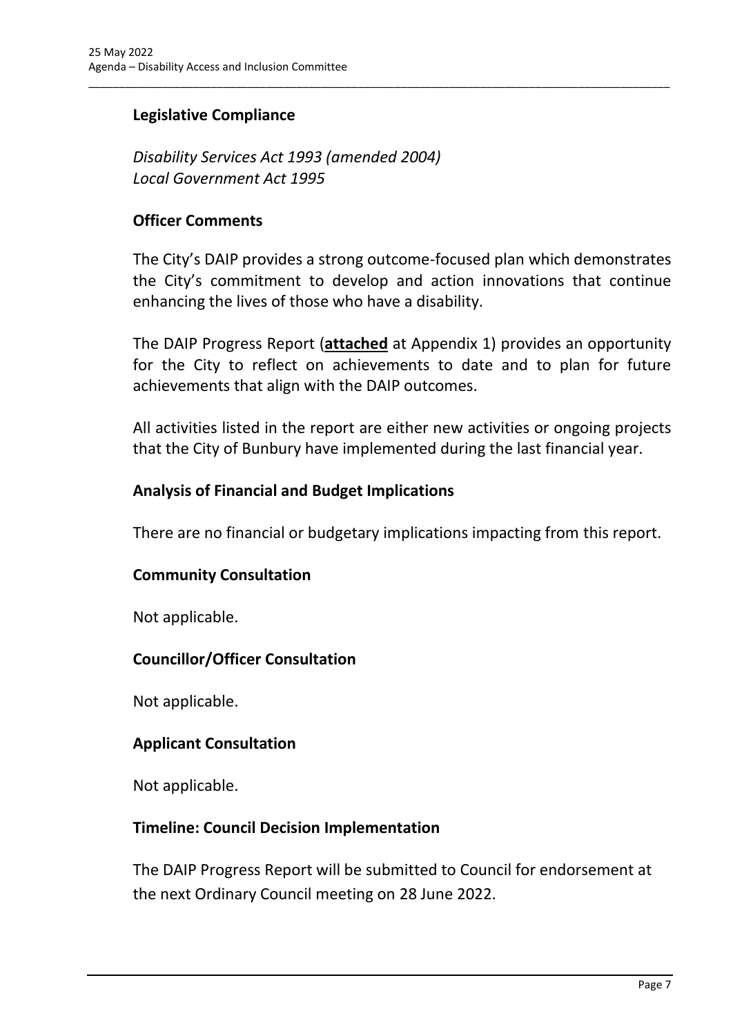## Legislative Compliance

*Disability Services Act 1993 (amended 2004)*
*Local Government Act 1995*

## Officer Comments

The City's DAIP provides a strong outcome-focused plan which demonstrates the City's commitment to develop and action innovations that continue enhancing the lives of those who have a disability.

The DAIP Progress Report (**attached** at Appendix 1) provides an opportunity for the City to reflect on achievements to date and to plan for future achievements that align with the DAIP outcomes.

All activities listed in the report are either new activities or ongoing projects that the City of Bunbury have implemented during the last financial year.

## Analysis of Financial and Budget Implications

There are no financial or budgetary implications impacting from this report.

## Community Consultation

Not applicable.

## Councillor/Officer Consultation

Not applicable.

## Applicant Consultation

Not applicable.

## Timeline: Council Decision Implementation

The DAIP Progress Report will be submitted to Council for endorsement at the next Ordinary Council meeting on 28 June 2022.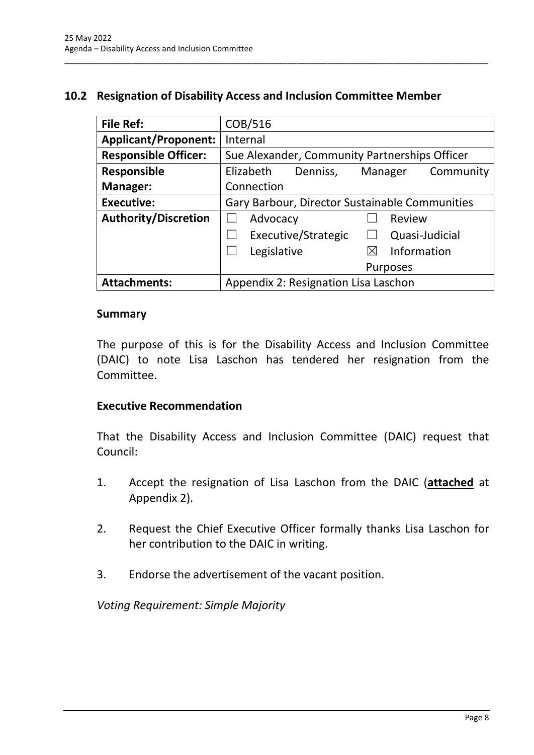## 10.2 Resignation of Disability Access and Inclusion Committee Member

| File Ref: | COB/516 |
|---|---|
| **Applicant/Proponent:** | Internal |
| **Responsible Officer:** | Sue Alexander, Community Partnerships Officer |
| **Responsible Manager:** | Elizabeth Denniss, Manager Community Connection |
| **Executive:** | Gary Barbour, Director Sustainable Communities |
| **Authority/Discretion** | ☐ Advocacy ☐ Review ☐ Executive/Strategic ☐ Quasi-Judicial ☐ Legislative ☒ Information Purposes |
| **Attachments:** | Appendix 2: Resignation Lisa Laschon |

### Summary

The purpose of this is for the Disability Access and Inclusion Committee (DAIC) to note Lisa Laschon has tendered her resignation from the Committee.

### Executive Recommendation

That the Disability Access and Inclusion Committee (DAIC) request that Council:

1. Accept the resignation of Lisa Laschon from the DAIC (**attached** at Appendix 2).

2. Request the Chief Executive Officer formally thanks Lisa Laschon for her contribution to the DAIC in writing.

3. Endorse the advertisement of the vacant position.

*Voting Requirement: Simple Majority*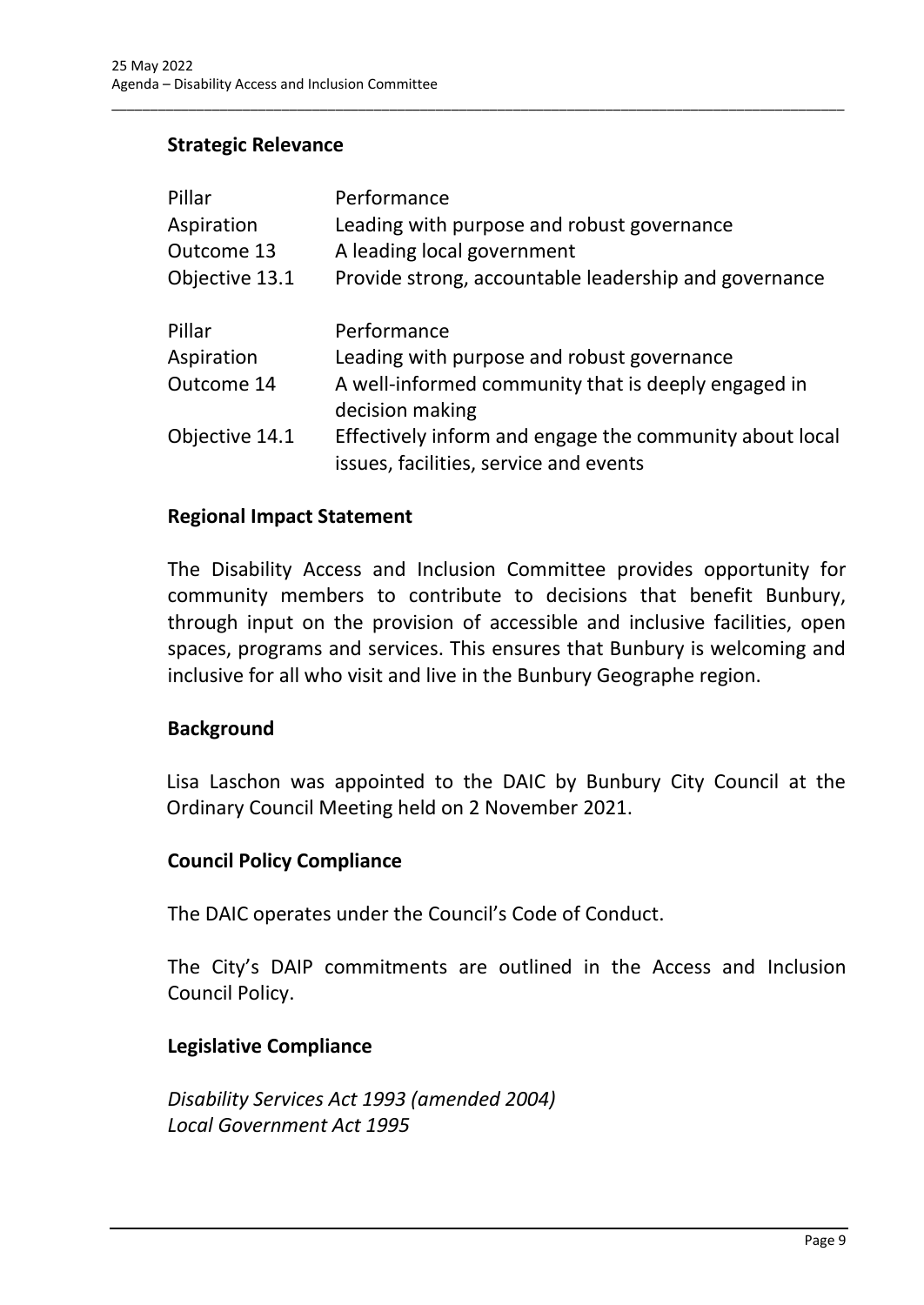### Strategic Relevance

| | |
|---|---|
| Pillar | Performance |
| Aspiration | Leading with purpose and robust governance |
| Outcome 13 | A leading local government |
| Objective 13.1 | Provide strong, accountable leadership and governance |

| | |
|---|---|
| Pillar | Performance |
| Aspiration | Leading with purpose and robust governance |
| Outcome 14 | A well-informed community that is deeply engaged in decision making |
| Objective 14.1 | Effectively inform and engage the community about local issues, facilities, service and events |

### Regional Impact Statement

The Disability Access and Inclusion Committee provides opportunity for community members to contribute to decisions that benefit Bunbury, through input on the provision of accessible and inclusive facilities, open spaces, programs and services. This ensures that Bunbury is welcoming and inclusive for all who visit and live in the Bunbury Geographe region.

### Background

Lisa Laschon was appointed to the DAIC by Bunbury City Council at the Ordinary Council Meeting held on 2 November 2021.

### Council Policy Compliance

The DAIC operates under the Council's Code of Conduct.

The City's DAIP commitments are outlined in the Access and Inclusion Council Policy.

### Legislative Compliance

*Disability Services Act 1993 (amended 2004)*
*Local Government Act 1995*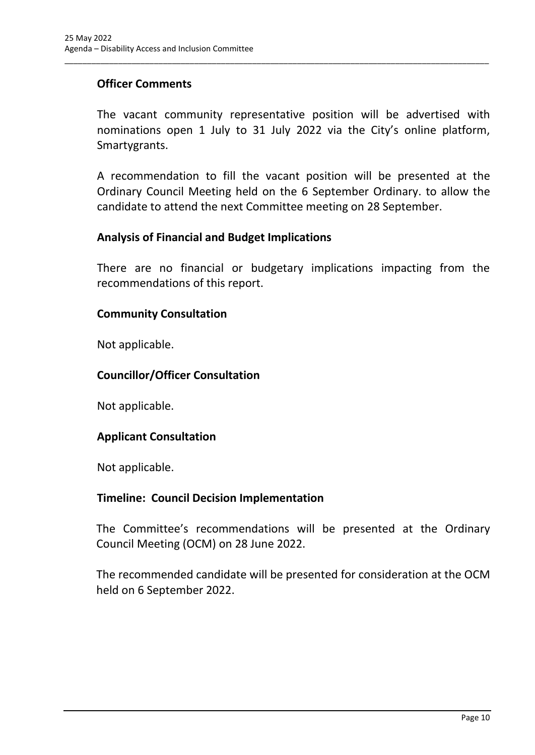## Officer Comments

The vacant community representative position will be advertised with nominations open 1 July to 31 July 2022 via the City's online platform, Smartygrants.

A recommendation to fill the vacant position will be presented at the Ordinary Council Meeting held on the 6 September Ordinary. to allow the candidate to attend the next Committee meeting on 28 September.

## Analysis of Financial and Budget Implications

There are no financial or budgetary implications impacting from the recommendations of this report.

## Community Consultation

Not applicable.

## Councillor/Officer Consultation

Not applicable.

## Applicant Consultation

Not applicable.

## Timeline: Council Decision Implementation

The Committee's recommendations will be presented at the Ordinary Council Meeting (OCM) on 28 June 2022.

The recommended candidate will be presented for consideration at the OCM held on 6 September 2022.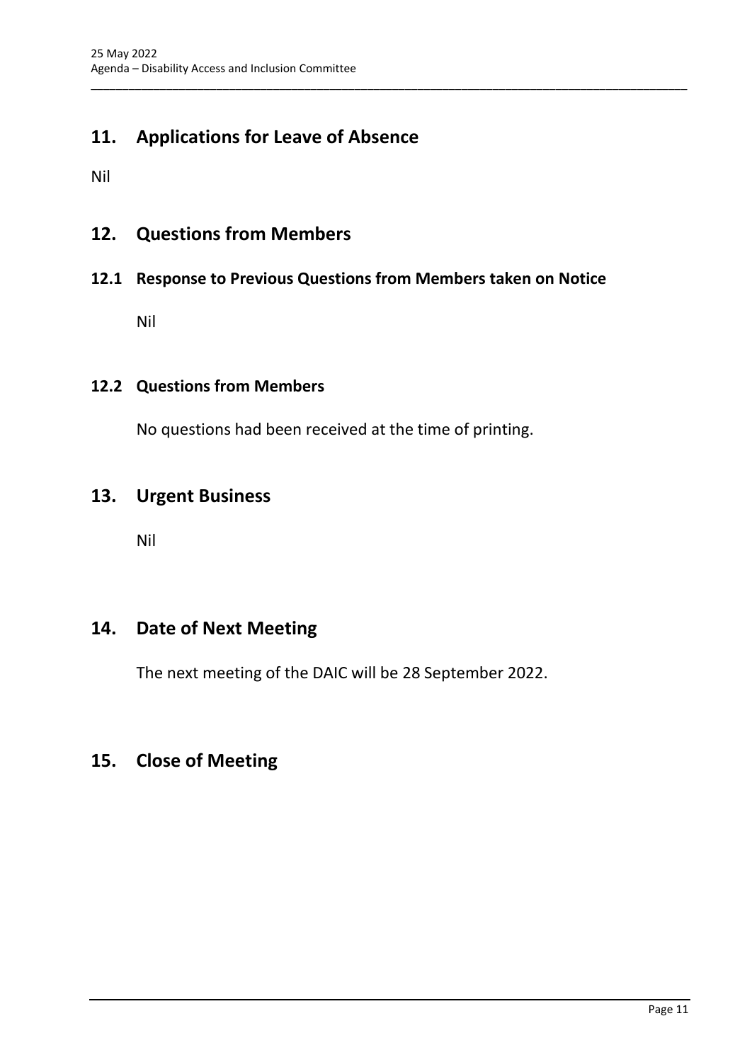## 11. Applications for Leave of Absence

Nil

## 12. Questions from Members

### 12.1 Response to Previous Questions from Members taken on Notice

Nil

### 12.2 Questions from Members

No questions had been received at the time of printing.

## 13. Urgent Business

Nil

## 14. Date of Next Meeting

The next meeting of the DAIC will be 28 September 2022.

## 15. Close of Meeting